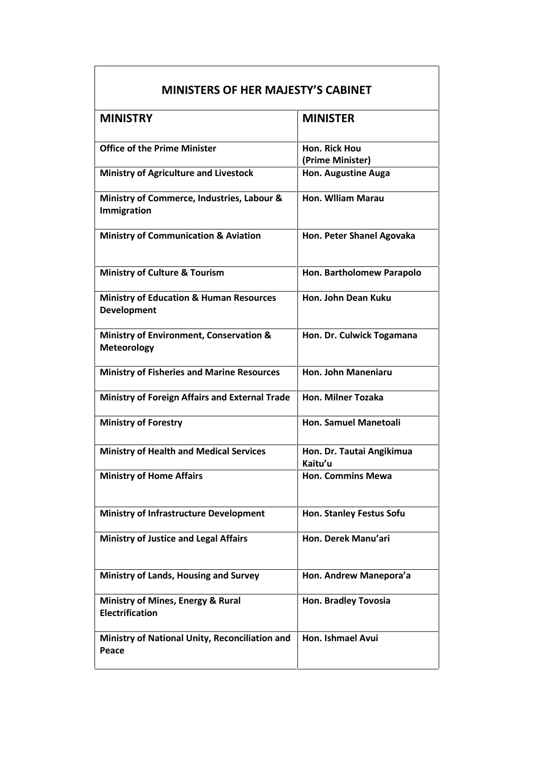| MINISTERS OF HER MAJESTY'S CABINET | |
|---|---|
| **MINISTRY** | **MINISTER** |
| **Office of the Prime Minister** | **Hon. Rick Hou (Prime Minister)** |
| **Ministry of Agriculture and Livestock** | **Hon. Augustine Auga** |
| **Ministry of Commerce, Industries, Labour & Immigration** | **Hon. Wlliam Marau** |
| **Ministry of Communication & Aviation** | **Hon. Peter Shanel Agovaka** |
| **Ministry of Culture & Tourism** | **Hon. Bartholomew Parapolo** |
| **Ministry of Education & Human Resources Development** | **Hon. John Dean Kuku** |
| **Ministry of Environment, Conservation & Meteorology** | **Hon. Dr. Culwick Togamana** |
| **Ministry of Fisheries and Marine Resources** | **Hon. John Maneniaru** |
| **Ministry of Foreign Affairs and External Trade** | **Hon. Milner Tozaka** |
| **Ministry of Forestry** | **Hon. Samuel Manetoali** |
| **Ministry of Health and Medical Services** | **Hon. Dr. Tautai Angikimua Kaitu'u** |
| **Ministry of Home Affairs** | **Hon. Commins Mewa** |
| **Ministry of Infrastructure Development** | **Hon. Stanley Festus Sofu** |
| **Ministry of Justice and Legal Affairs** | **Hon. Derek Manu'ari** |
| **Ministry of Lands, Housing and Survey** | **Hon. Andrew Manepora'a** |
| **Ministry of Mines, Energy & Rural Electrification** | **Hon. Bradley Tovosia** |
| **Ministry of National Unity, Reconciliation and Peace** | **Hon. Ishmael Avui** |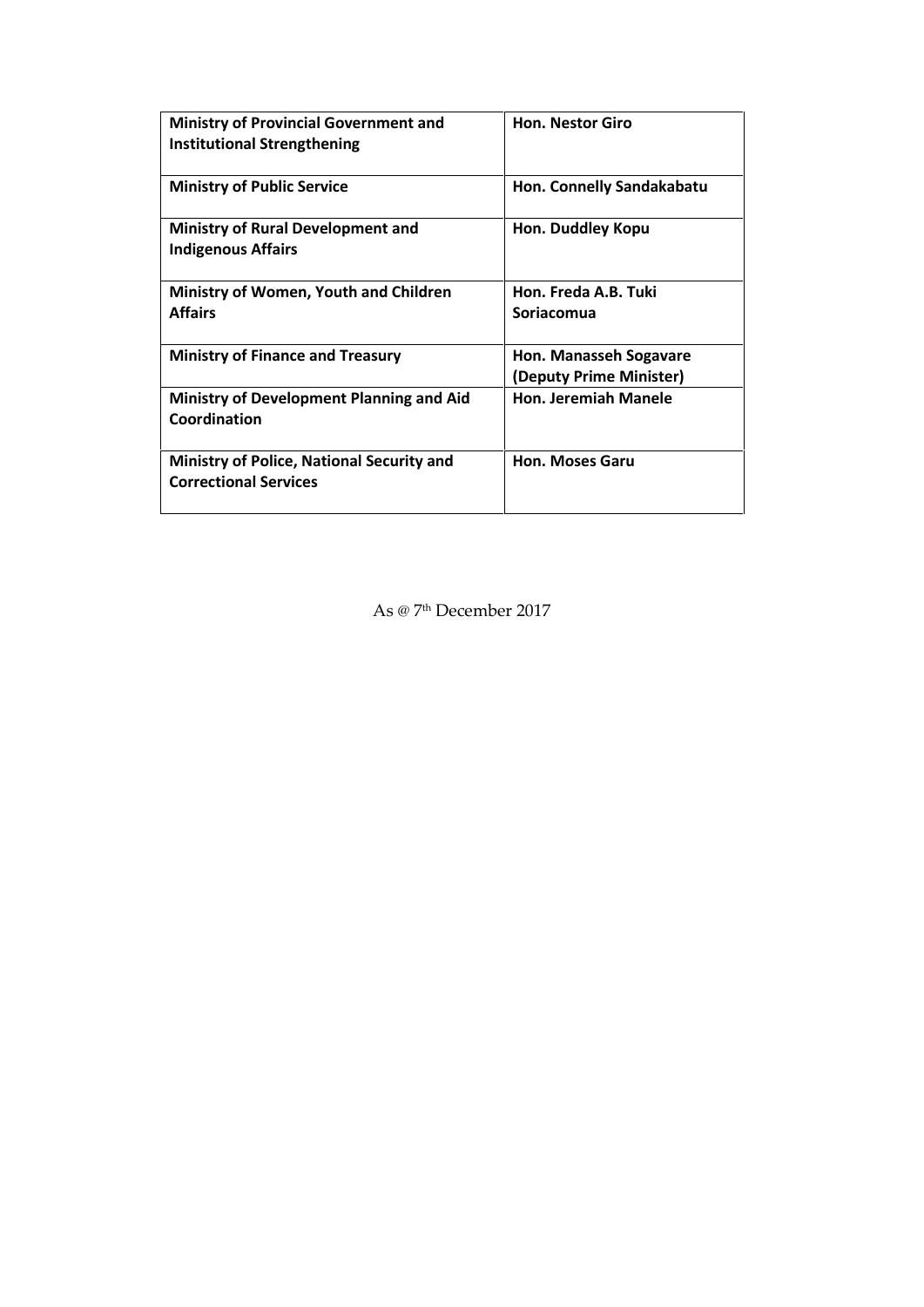| | |
|---|---|
| **Ministry of Provincial Government and Institutional Strengthening** | **Hon. Nestor Giro** |
| **Ministry of Public Service** | **Hon. Connelly Sandakabatu** |
| **Ministry of Rural Development and Indigenous Affairs** | **Hon. Duddley Kopu** |
| **Ministry of Women, Youth and Children Affairs** | **Hon. Freda A.B. Tuki Soriacomua** |
| **Ministry of Finance and Treasury** | **Hon. Manasseh Sogavare (Deputy Prime Minister)** |
| **Ministry of Development Planning and Aid Coordination** | **Hon. Jeremiah Manele** |
| **Ministry of Police, National Security and Correctional Services** | **Hon. Moses Garu** |

As @ 7th December 2017